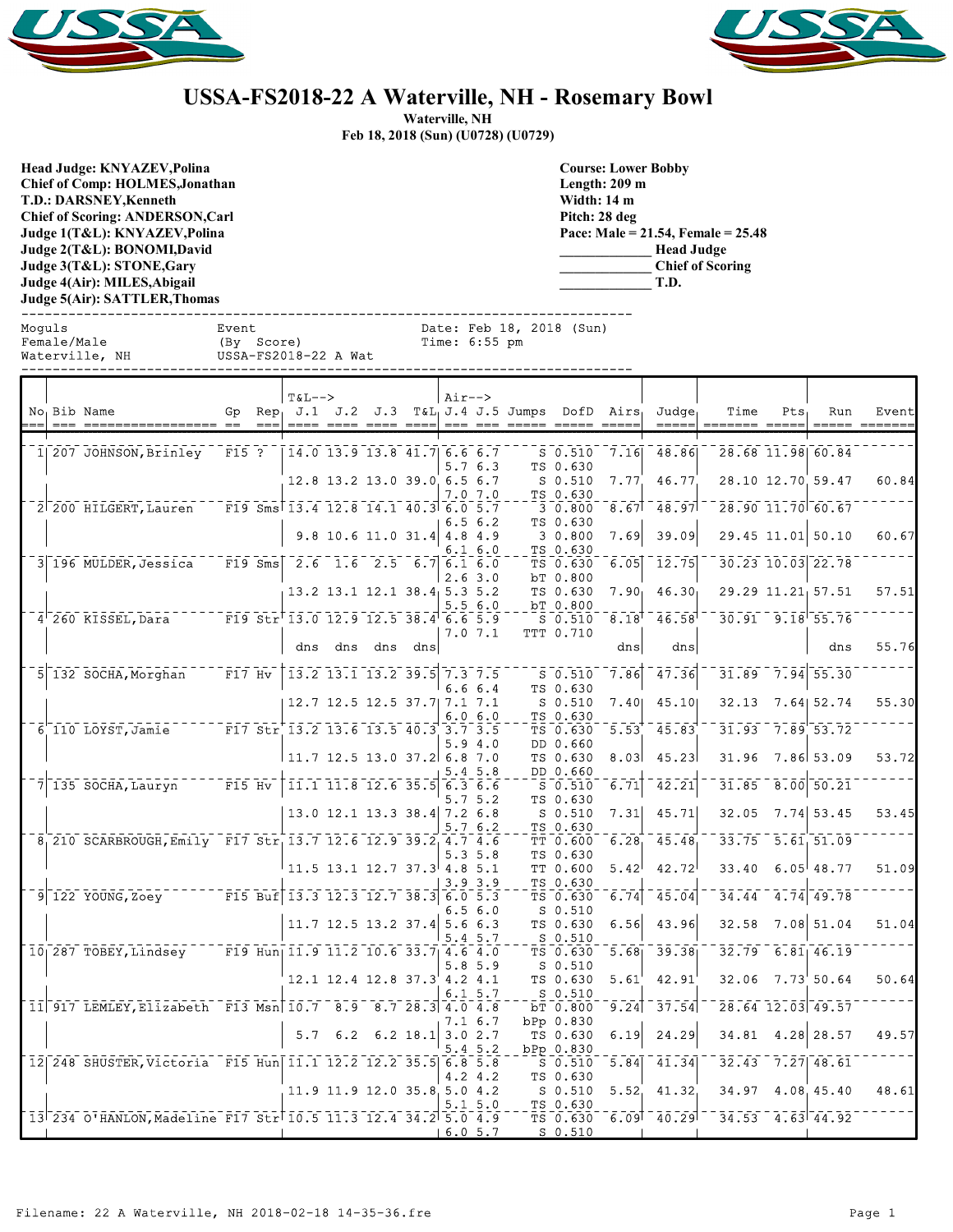# USSA-FS2018-22 A Waterville, NH - Rosemary Bowl

**Waterville, NH**

**Feb 18, 2018 (Sun) (U0728) (U0729)**

**Head Judge: KNYAZEV,Polina**
**Chief of Comp: HOLMES,Jonathan**
**T.D.: DARSNEY,Kenneth**
**Chief of Scoring: ANDERSON,Carl**
**Judge 1(T&L): KNYAZEV,Polina**
**Judge 2(T&L): BONOMI,David**
**Judge 3(T&L): STONE,Gary**
**Judge 4(Air): MILES,Abigail**
**Judge 5(Air): SATTLER,Thomas**

**Course: Lower Bobby**
**Length: 209 m**
**Width: 14 m**
**Pitch: 28 deg**
**Pace: Male = 21.54, Female = 25.48**
_____________ **Head Judge**
_____________ **Chief of Scoring**
_____________ **T.D.**

```
Moguls               Event              Date: Feb 18, 2018 (Sun)
Female/Male          (By  Score)        Time: 6:55 pm
Waterville, NH       USSA-FS2018-22 A Wat
```

| No | Bib | Name | Gp | Rep | J.1 | J.2 | J.3 | T&L | J.4 | J.5 | Jumps | DofD | Airs | Judge | Time | Pts | Run | Event |
|---|---|---|---|---|---|---|---|---|---|---|---|---|---|---|---|---|---|---|
| 1 | 207 | JOHNSON,Brinley | F15 | ? | 14.0 | 13.9 | 13.8 | 41.7 | 6.6 | 6.7 | S | 0.510 | 7.16 | 48.86 | 28.68 | 11.98 | 60.84 | |
| | | | | | | | | | 5.7 | 6.3 | TS | 0.630 | | | | | | |
| | | | | | 12.8 | 13.2 | 13.0 | 39.0 | 6.5 | 6.7 | S | 0.510 | 7.77 | 46.77 | 28.10 | 12.70 | 59.47 | 60.84 |
| | | | | | | | | | 7.0 | 7.0 | TS | 0.630 | | | | | | |
| 2 | 200 | HILGERT,Lauren | F19 | Sms | 13.4 | 12.8 | 14.1 | 40.3 | 6.0 | 5.7 | 3 | 0.800 | 8.67 | 48.97 | 28.90 | 11.70 | 60.67 | |
| | | | | | | | | | 6.5 | 6.2 | TS | 0.630 | | | | | | |
| | | | | | 9.8 | 10.6 | 11.0 | 31.4 | 4.8 | 4.9 | 3 | 0.800 | 7.69 | 39.09 | 29.45 | 11.01 | 50.10 | 60.67 |
| | | | | | | | | | 6.1 | 6.0 | TS | 0.630 | | | | | | |
| 3 | 196 | MULDER,Jessica | F19 | Sms | 2.6 | 1.6 | 2.5 | 6.7 | 6.1 | 6.0 | TS | 0.630 | 6.05 | 12.75 | 30.23 | 10.03 | 22.78 | |
| | | | | | | | | | 2.6 | 3.0 | bT | 0.800 | | | | | | |
| | | | | | 13.2 | 13.1 | 12.1 | 38.4 | 5.3 | 5.2 | TS | 0.630 | 7.90 | 46.30 | 29.29 | 11.21 | 57.51 | 57.51 |
| | | | | | | | | | 5.5 | 6.0 | bT | 0.800 | | | | | | |
| 4 | 260 | KISSEL,Dara | F19 | Str | 13.0 | 12.9 | 12.5 | 38.4 | 6.6 | 5.9 | S | 0.510 | 8.18 | 46.58 | 30.91 | 9.18 | 55.76 | |
| | | | | | | | | | 7.0 | 7.1 | TTT | 0.710 | | | | | | |
| | | | | | dns | dns | dns | dns | | | | | dns | dns | | | dns | 55.76 |
| 5 | 132 | SOCHA,Morghan | F17 | Hv | 13.2 | 13.1 | 13.2 | 39.5 | 7.3 | 7.5 | S | 0.510 | 7.86 | 47.36 | 31.89 | 7.94 | 55.30 | |
| | | | | | | | | | 6.6 | 6.4 | TS | 0.630 | | | | | | |
| | | | | | 12.7 | 12.5 | 12.5 | 37.7 | 7.1 | 7.1 | S | 0.510 | 7.40 | 45.10 | 32.13 | 7.64 | 52.74 | 55.30 |
| | | | | | | | | | 6.0 | 6.0 | TS | 0.630 | | | | | | |
| 6 | 110 | LOYST,Jamie | F17 | Str | 13.2 | 13.6 | 13.5 | 40.3 | 3.7 | 3.5 | TS | 0.630 | 5.53 | 45.83 | 31.93 | 7.89 | 53.72 | |
| | | | | | | | | | 5.9 | 4.0 | DD | 0.660 | | | | | | |
| | | | | | 11.7 | 12.5 | 13.0 | 37.2 | 6.8 | 7.0 | TS | 0.630 | 8.03 | 45.23 | 31.96 | 7.86 | 53.09 | 53.72 |
| | | | | | | | | | 5.4 | 5.8 | DD | 0.660 | | | | | | |
| 7 | 135 | SOCHA,Lauryn | F15 | Hv | 11.1 | 11.8 | 12.6 | 35.5 | 6.3 | 6.6 | S | 0.510 | 6.71 | 42.21 | 31.85 | 8.00 | 50.21 | |
| | | | | | | | | | 5.7 | 5.2 | TS | 0.630 | | | | | | |
| | | | | | 13.0 | 12.1 | 13.3 | 38.4 | 7.2 | 6.8 | S | 0.510 | 7.31 | 45.71 | 32.05 | 7.74 | 53.45 | 53.45 |
| | | | | | | | | | 5.7 | 6.2 | TS | 0.630 | | | | | | |
| 8 | 210 | SCARBROUGH,Emily | F17 | Str | 13.7 | 12.6 | 12.9 | 39.2 | 4.7 | 4.6 | TT | 0.600 | 6.28 | 45.48 | 33.75 | 5.61 | 51.09 | |
| | | | | | | | | | 5.3 | 5.8 | TS | 0.630 | | | | | | |
| | | | | | 11.5 | 13.1 | 12.7 | 37.3 | 4.8 | 5.1 | TT | 0.600 | 5.42 | 42.72 | 33.40 | 6.05 | 48.77 | 51.09 |
| | | | | | | | | | 3.9 | 3.9 | TS | 0.630 | | | | | | |
| 9 | 122 | YOUNG,Zoey | F15 | Buf | 13.3 | 12.3 | 12.7 | 38.3 | 6.0 | 5.3 | TS | 0.630 | 6.74 | 45.04 | 34.44 | 4.74 | 49.78 | |
| | | | | | | | | | 6.5 | 6.0 | S | 0.510 | | | | | | |
| | | | | | 11.7 | 12.5 | 13.2 | 37.4 | 5.6 | 6.3 | TS | 0.630 | 6.56 | 43.96 | 32.58 | 7.08 | 51.04 | 51.04 |
| | | | | | | | | | 5.4 | 5.7 | S | 0.510 | | | | | | |
| 10 | 287 | TOBEY,Lindsey | F19 | Hun | 11.9 | 11.2 | 10.6 | 33.7 | 4.6 | 4.0 | TS | 0.630 | 5.68 | 39.38 | 32.79 | 6.81 | 46.19 | |
| | | | | | | | | | 5.8 | 5.9 | S | 0.510 | | | | | | |
| | | | | | 12.1 | 12.4 | 12.8 | 37.3 | 4.2 | 4.1 | TS | 0.630 | 5.61 | 42.91 | 32.06 | 7.73 | 50.64 | 50.64 |
| | | | | | | | | | 6.1 | 5.7 | S | 0.510 | | | | | | |
| 11 | 917 | LEMLEY,Elizabeth | F13 | Msn | 10.7 | 8.9 | 8.7 | 28.3 | 4.0 | 4.8 | bT | 0.800 | 9.24 | 37.54 | 28.64 | 12.03 | 49.57 | |
| | | | | | | | | | 7.1 | 6.7 | bPp | 0.830 | | | | | | |
| | | | | | 5.7 | 6.2 | 6.2 | 18.1 | 3.0 | 2.7 | TS | 0.630 | 6.19 | 24.29 | 34.81 | 4.28 | 28.57 | 49.57 |
| | | | | | | | | | 5.4 | 5.2 | bPp | 0.830 | | | | | | |
| 12 | 248 | SHUSTER,Victoria | F15 | Hun | 11.1 | 12.2 | 12.2 | 35.5 | 6.8 | 5.8 | S | 0.510 | 5.84 | 41.34 | 32.43 | 7.27 | 48.61 | |
| | | | | | | | | | 4.2 | 4.2 | TS | 0.630 | | | | | | |
| | | | | | 11.9 | 11.9 | 12.0 | 35.8 | 5.0 | 4.2 | S | 0.510 | 5.52 | 41.32 | 34.97 | 4.08 | 45.40 | 48.61 |
| | | | | | | | | | 5.1 | 5.0 | TS | 0.630 | | | | | | |
| 13 | 234 | O'HANLON,Madeline | F17 | Str | 10.5 | 11.3 | 12.4 | 34.2 | 5.0 | 4.9 | TS | 0.630 | 6.09 | 40.29 | 34.53 | 4.63 | 44.92 | |
| | | | | | | | | | 6.0 | 5.7 | S | 0.510 | | | | | | |

Filename: 22 A Waterville, NH 2018-02-18 14-35-36.fre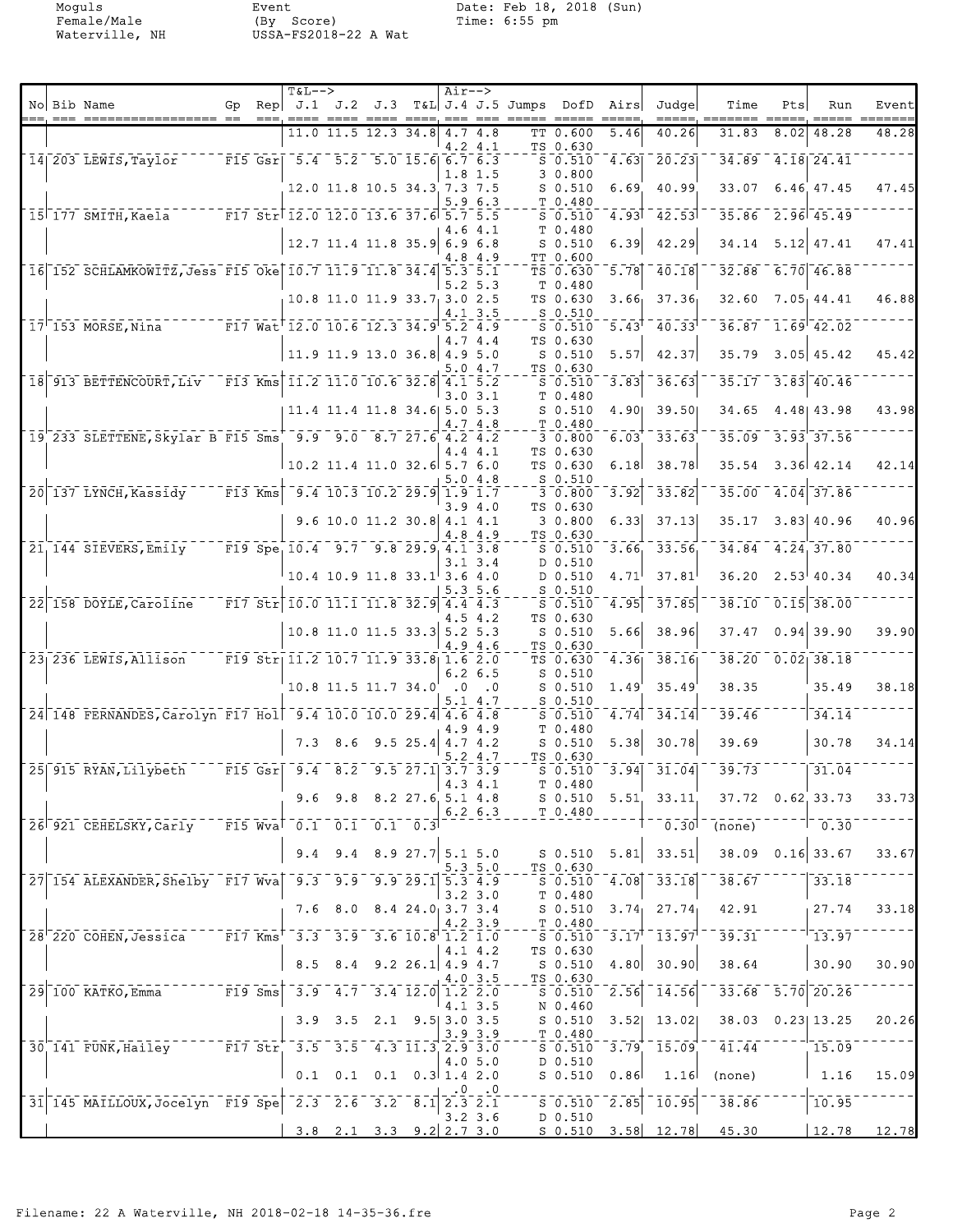Moguls
Female/Male
Waterville, NH

Event
(By Score)
USSA-FS2018-22 A Wat

Date: Feb 18, 2018 (Sun)
Time: 6:55 pm

| No | Bib | Name | Gp | Rep | T&L--> J.1 | J.2 | J.3 | T&L | Air--> J.4 | J.5 | Jumps | DofD | Airs | Judge | Time | Pts | Run | Event |
|---|---|---|---|---|---|---|---|---|---|---|---|---|---|---|---|---|---|---|
| | | | | | 11.0 | 11.5 | 12.3 | 34.8 | 4.7 | 4.8 | TT | 0.600 | 5.46 | 40.26 | 31.83 | 8.02 | 48.28 | 48.28 |
| | | | | | | | | | 4.2 | 4.1 | TS | 0.630 | | | | | | |
| 14 | 203 | LEWIS,Taylor | F15 | Gsr | 5.4 | 5.2 | 5.0 | 15.6 | 6.7 | 6.3 | S | 0.510 | 4.63 | 20.23 | 34.89 | 4.18 | 24.41 | |
| | | | | | | | | | 1.8 | 1.5 | 3 | 0.800 | | | | | | |
| | | | | | 12.0 | 11.8 | 10.5 | 34.3 | 7.3 | 7.5 | S | 0.510 | 6.69 | 40.99 | 33.07 | 6.46 | 47.45 | 47.45 |
| | | | | | | | | | 5.9 | 6.3 | T | 0.480 | | | | | | |
| 15 | 177 | SMITH,Kaela | F17 | Str | 12.0 | 12.0 | 13.6 | 37.6 | 5.7 | 5.5 | S | 0.510 | 4.93 | 42.53 | 35.86 | 2.96 | 45.49 | |
| | | | | | | | | | 4.6 | 4.1 | T | 0.480 | | | | | | |
| | | | | | 12.7 | 11.4 | 11.8 | 35.9 | 6.9 | 6.8 | S | 0.510 | 6.39 | 42.29 | 34.14 | 5.12 | 47.41 | 47.41 |
| | | | | | | | | | 4.8 | 4.9 | TT | 0.600 | | | | | | |
| 16 | 152 | SCHLAMKOWITZ,Jess | F15 | Oke | 10.7 | 11.9 | 11.8 | 34.4 | 5.3 | 5.1 | TS | 0.630 | 5.78 | 40.18 | 32.88 | 6.70 | 46.88 | |
| | | | | | | | | | 5.2 | 5.3 | T | 0.480 | | | | | | |
| | | | | | 10.8 | 11.0 | 11.9 | 33.7 | 3.0 | 2.5 | TS | 0.630 | 3.66 | 37.36 | 32.60 | 7.05 | 44.41 | 46.88 |
| | | | | | | | | | 4.1 | 3.5 | S | 0.510 | | | | | | |
| 17 | 153 | MORSE,Nina | F17 | Wat | 12.0 | 10.6 | 12.3 | 34.9 | 5.2 | 4.9 | S | 0.510 | 5.43 | 40.33 | 36.87 | 1.69 | 42.02 | |
| | | | | | | | | | 4.7 | 4.4 | TS | 0.630 | | | | | | |
| | | | | | 11.9 | 11.9 | 13.0 | 36.8 | 4.9 | 5.0 | S | 0.510 | 5.57 | 42.37 | 35.79 | 3.05 | 45.42 | 45.42 |
| | | | | | | | | | 5.0 | 4.7 | TS | 0.630 | | | | | | |
| 18 | 913 | BETTENCOURT,Liv | F13 | Kms | 11.2 | 11.0 | 10.6 | 32.8 | 4.1 | 5.2 | S | 0.510 | 3.83 | 36.63 | 35.17 | 3.83 | 40.46 | |
| | | | | | | | | | 3.0 | 3.1 | T | 0.480 | | | | | | |
| | | | | | 11.4 | 11.4 | 11.8 | 34.6 | 5.0 | 5.3 | S | 0.510 | 4.90 | 39.50 | 34.65 | 4.48 | 43.98 | 43.98 |
| | | | | | | | | | 4.7 | 4.8 | T | 0.480 | | | | | | |
| 19 | 233 | SLETTENE,Skylar B | F15 | Sms | 9.9 | 9.0 | 8.7 | 27.6 | 4.2 | 4.2 | 3 | 0.800 | 6.03 | 33.63 | 35.09 | 3.93 | 37.56 | |
| | | | | | | | | | 4.4 | 4.1 | TS | 0.630 | | | | | | |
| | | | | | 10.2 | 11.4 | 11.0 | 32.6 | 5.7 | 6.0 | TS | 0.630 | 6.18 | 38.78 | 35.54 | 3.36 | 42.14 | 42.14 |
| | | | | | | | | | 5.0 | 4.8 | S | 0.510 | | | | | | |
| 20 | 137 | LYNCH,Kassidy | F13 | Kms | 9.4 | 10.3 | 10.2 | 29.9 | 1.9 | 1.7 | 3 | 0.800 | 3.92 | 33.82 | 35.00 | 4.04 | 37.86 | |
| | | | | | | | | | 3.9 | 4.0 | TS | 0.630 | | | | | | |
| | | | | | 9.6 | 10.0 | 11.2 | 30.8 | 4.1 | 4.1 | 3 | 0.800 | 6.33 | 37.13 | 35.17 | 3.83 | 40.96 | 40.96 |
| | | | | | | | | | 4.8 | 4.9 | TS | 0.630 | | | | | | |
| 21 | 144 | SIEVERS,Emily | F19 | Spe | 10.4 | 9.7 | 9.8 | 29.9 | 4.1 | 3.8 | S | 0.510 | 3.66 | 33.56 | 34.84 | 4.24 | 37.80 | |
| | | | | | | | | | 3.1 | 3.4 | D | 0.510 | | | | | | |
| | | | | | 10.4 | 10.9 | 11.8 | 33.1 | 3.6 | 4.0 | D | 0.510 | 4.71 | 37.81 | 36.20 | 2.53 | 40.34 | 40.34 |
| | | | | | | | | | 5.3 | 5.6 | S | 0.510 | | | | | | |
| 22 | 158 | DOYLE,Caroline | F17 | Str | 10.0 | 11.1 | 11.8 | 32.9 | 4.4 | 4.3 | S | 0.510 | 4.95 | 37.85 | 38.10 | 0.15 | 38.00 | |
| | | | | | | | | | 4.5 | 4.2 | TS | 0.630 | | | | | | |
| | | | | | 10.8 | 11.0 | 11.5 | 33.3 | 5.2 | 5.3 | S | 0.510 | 5.66 | 38.96 | 37.47 | 0.94 | 39.90 | 39.90 |
| | | | | | | | | | 4.9 | 4.6 | TS | 0.630 | | | | | | |
| 23 | 236 | LEWIS,Allison | F19 | Str | 11.2 | 10.7 | 11.9 | 33.8 | 1.6 | 2.0 | TS | 0.630 | 4.36 | 38.16 | 38.20 | 0.02 | 38.18 | |
| | | | | | | | | | 6.2 | 6.5 | S | 0.510 | | | | | | |
| | | | | | 10.8 | 11.5 | 11.7 | 34.0 | .0 | .0 | S | 0.510 | 1.49 | 35.49 | 38.35 | | 35.49 | 38.18 |
| | | | | | | | | | 5.1 | 4.7 | S | 0.510 | | | | | | |
| 24 | 148 | FERNANDES,Carolyn | F17 | Hol | 9.4 | 10.0 | 10.0 | 29.4 | 4.6 | 4.8 | S | 0.510 | 4.74 | 34.14 | 39.46 | | 34.14 | |
| | | | | | | | | | 4.9 | 4.9 | T | 0.480 | | | | | | |
| | | | | | 7.3 | 8.6 | 9.5 | 25.4 | 4.7 | 4.2 | S | 0.510 | 5.38 | 30.78 | 39.69 | | 30.78 | 34.14 |
| | | | | | | | | | 5.2 | 4.7 | TS | 0.630 | | | | | | |
| 25 | 915 | RYAN,Lilybeth | F15 | Gsr | 9.4 | 8.2 | 9.5 | 27.1 | 3.7 | 3.9 | S | 0.510 | 3.94 | 31.04 | 39.73 | | 31.04 | |
| | | | | | | | | | 4.3 | 4.1 | T | 0.480 | | | | | | |
| | | | | | 9.6 | 9.8 | 8.2 | 27.6 | 5.1 | 4.8 | S | 0.510 | 5.51 | 33.11 | 37.72 | 0.62 | 33.73 | 33.73 |
| | | | | | | | | | 6.2 | 6.3 | T | 0.480 | | | | | | |
| 26 | 921 | CEHELSKY,Carly | F15 | Wva | 0.1 | 0.1 | 0.1 | 0.3 | | | | | | 0.30 | (none) | | 0.30 | |
| | | | | | 9.4 | 9.4 | 8.9 | 27.7 | 5.1 | 5.0 | S | 0.510 | 5.81 | 33.51 | 38.09 | 0.16 | 33.67 | 33.67 |
| | | | | | | | | | 5.3 | 5.0 | TS | 0.630 | | | | | | |
| 27 | 154 | ALEXANDER,Shelby | F17 | Wva | 9.3 | 9.9 | 9.9 | 29.1 | 5.3 | 4.9 | S | 0.510 | 4.08 | 33.18 | 38.67 | | 33.18 | |
| | | | | | | | | | 3.2 | 3.0 | T | 0.480 | | | | | | |
| | | | | | 7.6 | 8.0 | 8.4 | 24.0 | 3.7 | 3.4 | S | 0.510 | 3.74 | 27.74 | 42.91 | | 27.74 | 33.18 |
| | | | | | | | | | 4.2 | 3.9 | T | 0.480 | | | | | | |
| 28 | 220 | COHEN,Jessica | F17 | Kms | 3.3 | 3.9 | 3.6 | 10.8 | 1.2 | 1.0 | S | 0.510 | 3.17 | 13.97 | 39.31 | | 13.97 | |
| | | | | | | | | | 4.1 | 4.2 | TS | 0.630 | | | | | | |
| | | | | | 8.5 | 8.4 | 9.2 | 26.1 | 4.9 | 4.7 | S | 0.510 | 4.80 | 30.90 | 38.64 | | 30.90 | 30.90 |
| | | | | | | | | | 4.0 | 3.5 | TS | 0.630 | | | | | | |
| 29 | 100 | KATKO,Emma | F19 | Sms | 3.9 | 4.7 | 3.4 | 12.0 | 1.2 | 2.0 | S | 0.510 | 2.56 | 14.56 | 33.68 | 5.70 | 20.26 | |
| | | | | | | | | | 4.1 | 3.5 | N | 0.460 | | | | | | |
| | | | | | 3.9 | 3.5 | 2.1 | 9.5 | 3.0 | 3.5 | S | 0.510 | 3.52 | 13.02 | 38.03 | 0.23 | 13.25 | 20.26 |
| | | | | | | | | | 3.9 | 3.9 | T | 0.480 | | | | | | |
| 30 | 141 | FUNK,Hailey | F17 | Str | 3.5 | 3.5 | 4.3 | 11.3 | 2.9 | 3.0 | S | 0.510 | 3.79 | 15.09 | 41.44 | | 15.09 | |
| | | | | | | | | | 4.0 | 5.0 | D | 0.510 | | | | | | |
| | | | | | 0.1 | 0.1 | 0.1 | 0.3 | 1.4 | 2.0 | S | 0.510 | 0.86 | 1.16 | (none) | | 1.16 | 15.09 |
| | | | | | | | | | .0 | .0 | | | | | | | | |
| 31 | 145 | MAILLOUX,Jocelyn | F19 | Spe | 2.3 | 2.6 | 3.2 | 8.1 | 2.3 | 2.1 | S | 0.510 | 2.85 | 10.95 | 38.86 | | 10.95 | |
| | | | | | | | | | 3.2 | 3.6 | D | 0.510 | | | | | | |
| | | | | | 3.8 | 2.1 | 3.3 | 9.2 | 2.7 | 3.0 | S | 0.510 | 3.58 | 12.78 | 45.30 | | 12.78 | 12.78 |

Filename: 22 A Waterville, NH 2018-02-18 14-35-36.fre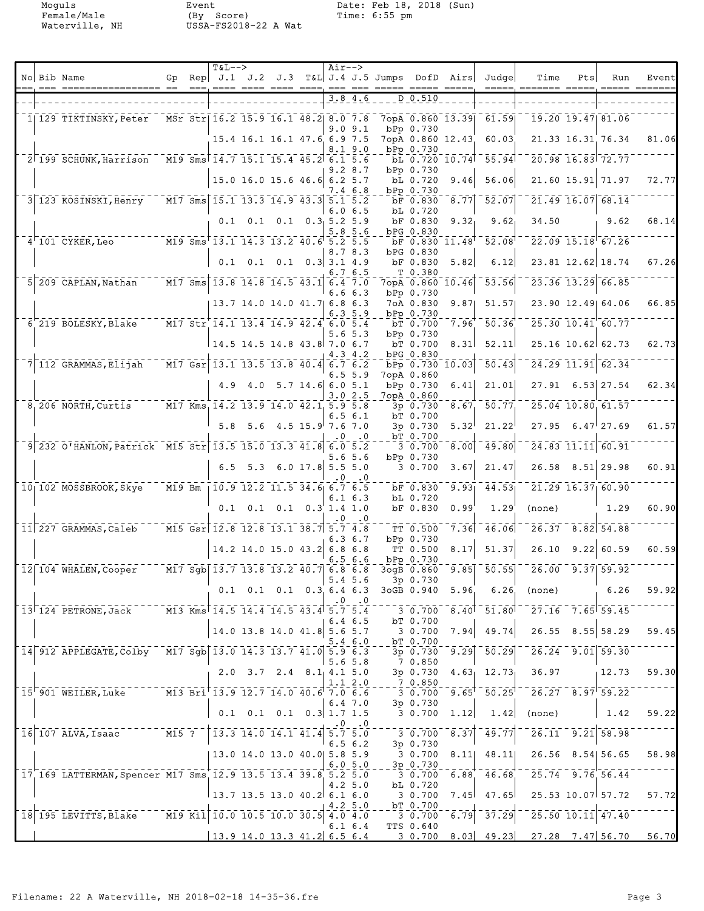Moguls
Female/Male
Waterville, NH

Event
(By Score)
USSA-FS2018-22 A Wat

Date: Feb 18, 2018 (Sun)
Time: 6:55 pm

| No | Bib | Name | Gp | Rep | J.1 | J.2 | J.3 | T&L | J.4 | J.5 | Jumps | DofD | Airs | Judge | Time | Pts | Run | Event |
|---|---|---|---|---|---|---|---|---|---|---|---|---|---|---|---|---|---|---|
| | | | | | | | | | 3.8 | 4.6 | D | 0.510 | | | | | | |
| 1 | 129 | TIKTINSKY, Peter | MSr | Str | 16.2 | 15.9 | 16.1 | 48.2 | 8.0 | 7.8 | 7opA | 0.860 | 13.39 | 61.59 | 19.20 | 19.47 | 81.06 | |
| | | | | | | | | | 9.0 | 9.1 | bPp | 0.730 | | | | | | |
| | | | | | 15.4 | 16.1 | 16.1 | 47.6 | 6.9 | 7.5 | 7opA | 0.860 | 12.43 | 60.03 | 21.33 | 16.31 | 76.34 | 81.06 |
| | | | | | | | | | 8.1 | 9.0 | bPp | 0.730 | | | | | | |
| 2 | 199 | SCHUNK, Harrison | M19 | Sms | 14.7 | 15.1 | 15.4 | 45.2 | 6.1 | 5.6 | bL | 0.720 | 10.74 | 55.94 | 20.98 | 16.83 | 72.77 | |
| | | | | | | | | | 9.2 | 8.7 | bPp | 0.730 | | | | | | |
| | | | | | 15.0 | 16.0 | 15.6 | 46.6 | 6.2 | 5.7 | bL | 0.720 | 9.46 | 56.06 | 21.60 | 15.91 | 71.97 | 72.77 |
| | | | | | | | | | 7.4 | 6.8 | bPp | 0.730 | | | | | | |
| 3 | 123 | KOSINSKI, Henry | M17 | Sms | 15.1 | 13.3 | 14.9 | 43.3 | 5.1 | 5.2 | bF | 0.830 | 8.77 | 52.07 | 21.49 | 16.07 | 68.14 | |
| | | | | | | | | | 6.0 | 6.5 | bL | 0.720 | | | | | | |
| | | | | | 0.1 | 0.1 | 0.1 | 0.3 | 5.2 | 5.9 | bF | 0.830 | 9.32 | 9.62 | 34.50 | | 9.62 | 68.14 |
| | | | | | | | | | 5.8 | 5.6 | bPG | 0.830 | | | | | | |
| 4 | 101 | CYKER, Leo | M19 | Sms | 13.1 | 14.3 | 13.2 | 40.6 | 5.2 | 5.5 | bF | 0.830 | 11.48 | 52.08 | 22.09 | 15.18 | 67.26 | |
| | | | | | | | | | 8.7 | 8.3 | bPG | 0.830 | | | | | | |
| | | | | | 0.1 | 0.1 | 0.1 | 0.3 | 3.1 | 4.9 | bF | 0.830 | 5.82 | 6.12 | 23.81 | 12.62 | 18.74 | 67.26 |
| | | | | | | | | | 6.7 | 6.5 | T | 0.380 | | | | | | |
| 5 | 209 | CAPLAN, Nathan | M17 | Sms | 13.8 | 14.8 | 14.5 | 43.1 | 6.4 | 7.0 | 7opA | 0.860 | 10.46 | 53.56 | 23.36 | 13.29 | 66.85 | |
| | | | | | | | | | 6.6 | 6.3 | bPp | 0.730 | | | | | | |
| | | | | | 13.7 | 14.0 | 14.0 | 41.7 | 6.8 | 6.3 | 7oA | 0.830 | 9.87 | 51.57 | 23.90 | 12.49 | 64.06 | 66.85 |
| | | | | | | | | | 6.3 | 5.9 | bPp | 0.730 | | | | | | |
| 6 | 219 | BOLESKY, Blake | M17 | Str | 14.1 | 13.4 | 14.9 | 42.4 | 6.0 | 5.4 | bT | 0.700 | 7.96 | 50.36 | 25.30 | 10.41 | 60.77 | |
| | | | | | | | | | 5.6 | 5.3 | bPp | 0.730 | | | | | | |
| | | | | | 14.5 | 14.5 | 14.8 | 43.8 | 7.0 | 6.7 | bT | 0.700 | 8.31 | 52.11 | 25.16 | 10.62 | 62.73 | 62.73 |
| | | | | | | | | | 4.3 | 4.2 | bPG | 0.830 | | | | | | |
| 7 | 112 | GRAMMAS, Elijah | M17 | Gsr | 13.1 | 13.5 | 13.8 | 40.4 | 6.7 | 6.2 | bPp | 0.730 | 10.03 | 50.43 | 24.29 | 11.91 | 62.34 | |
| | | | | | | | | | 6.5 | 5.9 | 7opA | 0.860 | | | | | | |
| | | | | | 4.9 | 4.0 | 5.7 | 14.6 | 6.0 | 5.1 | bPp | 0.730 | 6.41 | 21.01 | 27.91 | 6.53 | 27.54 | 62.34 |
| | | | | | | | | | 3.0 | 2.5 | 7opA | 0.860 | | | | | | |
| 8 | 206 | NORTH, Curtis | M17 | Kms | 14.2 | 13.9 | 14.0 | 42.1 | 5.9 | 5.8 | 3p | 0.730 | 8.67 | 50.77 | 25.04 | 10.80 | 61.57 | |
| | | | | | | | | | 6.5 | 6.1 | bT | 0.700 | | | | | | |
| | | | | | 5.8 | 5.6 | 4.5 | 15.9 | 7.6 | 7.0 | 3p | 0.730 | 5.32 | 21.22 | 27.95 | 6.47 | 27.69 | 61.57 |
| | | | | | | | | | .0 | .0 | bT | 0.700 | | | | | | |
| 9 | 232 | O'HANLON, Patrick | M15 | Str | 13.5 | 15.0 | 13.3 | 41.8 | 6.0 | 5.2 | 3 | 0.700 | 8.00 | 49.80 | 24.83 | 11.11 | 60.91 | |
| | | | | | | | | | 5.6 | 5.6 | bPp | 0.730 | | | | | | |
| | | | | | 6.5 | 5.3 | 6.0 | 17.8 | 5.5 | 5.0 | 3 | 0.700 | 3.67 | 21.47 | 26.58 | 8.51 | 29.98 | 60.91 |
| | | | | | | | | | .0 | .0 | | | | | | | | |
| 10 | 102 | MOSSBROOK, Skye | M19 | Bm | 10.9 | 12.2 | 11.5 | 34.6 | 6.7 | 6.5 | bF | 0.830 | 9.93 | 44.53 | 21.29 | 16.37 | 60.90 | |
| | | | | | | | | | 6.1 | 6.3 | bL | 0.720 | | | | | | |
| | | | | | 0.1 | 0.1 | 0.1 | 0.3 | 1.4 | 1.0 | bF | 0.830 | 0.99 | 1.29 | (none) | | 1.29 | 60.90 |
| | | | | | | | | | .0 | .0 | | | | | | | | |
| 11 | 227 | GRAMMAS, Caleb | M15 | Gsr | 12.8 | 12.8 | 13.1 | 38.7 | 5.7 | 4.8 | TT | 0.500 | 7.36 | 46.06 | 26.37 | 8.82 | 54.88 | |
| | | | | | | | | | 6.3 | 6.7 | bPp | 0.730 | | | | | | |
| | | | | | 14.2 | 14.0 | 15.0 | 43.2 | 6.8 | 6.8 | TT | 0.500 | 8.17 | 51.37 | 26.10 | 9.22 | 60.59 | 60.59 |
| | | | | | | | | | 6.5 | 6.6 | bPp | 0.730 | | | | | | |
| 12 | 104 | WHALEN, Cooper | M17 | Sgb | 13.7 | 13.8 | 13.2 | 40.7 | 6.8 | 6.8 | 3ogB | 0.860 | 9.85 | 50.55 | 26.00 | 9.37 | 59.92 | |
| | | | | | | | | | 5.4 | 5.6 | 3p | 0.730 | | | | | | |
| | | | | | 0.1 | 0.1 | 0.1 | 0.3 | 6.4 | 6.3 | 3oGB | 0.940 | 5.96 | 6.26 | (none) | | 6.26 | 59.92 |
| | | | | | | | | | .0 | .0 | | | | | | | | |
| 13 | 124 | PETRONE, Jack | M13 | Kms | 14.5 | 14.4 | 14.5 | 43.4 | 5.7 | 5.4 | 3 | 0.700 | 8.40 | 51.80 | 27.16 | 7.65 | 59.45 | |
| | | | | | | | | | 6.4 | 6.5 | bT | 0.700 | | | | | | |
| | | | | | 14.0 | 13.8 | 14.0 | 41.8 | 5.6 | 5.7 | 3 | 0.700 | 7.94 | 49.74 | 26.55 | 8.55 | 58.29 | 59.45 |
| | | | | | | | | | 5.4 | 6.0 | bT | 0.700 | | | | | | |
| 14 | 912 | APPLEGATE, Colby | M17 | Sgb | 13.0 | 14.3 | 13.7 | 41.0 | 5.9 | 6.3 | 3p | 0.730 | 9.29 | 50.29 | 26.24 | 9.01 | 59.30 | |
| | | | | | | | | | 5.6 | 5.8 | 7 | 0.850 | | | | | | |
| | | | | | 2.0 | 3.7 | 2.4 | 8.1 | 4.1 | 5.0 | 3p | 0.730 | 4.63 | 12.73 | 36.97 | | 12.73 | 59.30 |
| | | | | | | | | | 1.1 | 2.0 | 7 | 0.850 | | | | | | |
| 15 | 901 | WEILER, Luke | M13 | Bri | 13.9 | 12.7 | 14.0 | 40.6 | 7.0 | 6.6 | 3 | 0.700 | 9.65 | 50.25 | 26.27 | 8.97 | 59.22 | |
| | | | | | | | | | 6.4 | 7.0 | 3p | 0.730 | | | | | | |
| | | | | | 0.1 | 0.1 | 0.1 | 0.3 | 1.7 | 1.5 | 3 | 0.700 | 1.12 | 1.42 | (none) | | 1.42 | 59.22 |
| | | | | | | | | | .0 | .0 | | | | | | | | |
| 16 | 107 | ALVA, Isaac | M15 | ? | 13.3 | 14.0 | 14.1 | 41.4 | 5.7 | 5.0 | 3 | 0.700 | 8.37 | 49.77 | 26.11 | 9.21 | 58.98 | |
| | | | | | | | | | 6.5 | 6.2 | 3p | 0.730 | | | | | | |
| | | | | | 13.0 | 14.0 | 13.0 | 40.0 | 5.8 | 5.9 | 3 | 0.700 | 8.11 | 48.11 | 26.56 | 8.54 | 56.65 | 58.98 |
| | | | | | | | | | 6.0 | 5.0 | 3p | 0.730 | | | | | | |
| 17 | 169 | LATTERMAN, Spencer | M17 | Sms | 12.9 | 13.5 | 13.4 | 39.8 | 5.2 | 5.0 | 3 | 0.700 | 6.88 | 46.68 | 25.74 | 9.76 | 56.44 | |
| | | | | | | | | | 4.2 | 5.0 | bL | 0.720 | | | | | | |
| | | | | | 13.7 | 13.5 | 13.0 | 40.2 | 6.1 | 6.0 | 3 | 0.700 | 7.45 | 47.65 | 25.53 | 10.07 | 57.72 | 57.72 |
| | | | | | | | | | 4.2 | 5.0 | bT | 0.700 | | | | | | |
| 18 | 195 | LEVITTS, Blake | M19 | Kil | 10.0 | 10.5 | 10.0 | 30.5 | 4.0 | 4.0 | 3 | 0.700 | 6.79 | 37.29 | 25.50 | 10.11 | 47.40 | |
| | | | | | | | | | 6.1 | 6.4 | TTS | 0.640 | | | | | | |
| | | | | | 13.9 | 14.0 | 13.3 | 41.2 | 6.5 | 6.4 | 3 | 0.700 | 8.03 | 49.23 | 27.28 | 7.47 | 56.70 | 56.70 |

Filename: 22 A Waterville, NH 2018-02-18 14-35-36.fre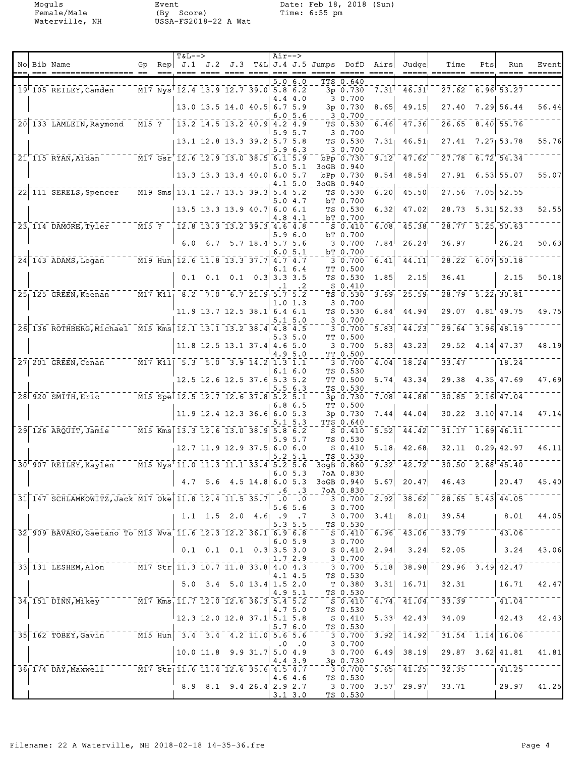Moguls
Female/Male
Waterville, NH

Event
(By Score)
USSA-FS2018-22 A Wat

Date: Feb 18, 2018 (Sun)
Time: 6:55 pm

| No | Bib | Name | Gp | Rep | J.1 | J.2 | J.3 | T&L | J.4 | J.5 | Jumps | DofD | Airs | Judge | Time | Pts | Run | Event |
|---|---|---|---|---|---|---|---|---|---|---|---|---|---|---|---|---|---|---|
| | | | | | | | | | 5.0 | 6.0 | TTS | 0.640 | | | | | | |
| 19 | 105 | REILEY, Camden | M17 | Nys | 12.4 | 13.9 | 12.7 | 39.0 | 5.8 | 6.2 | 3p | 0.730 | 7.31 | 46.31 | 27.62 | 6.96 | 53.27 | |
| | | | | | | | | | 4.4 | 4.0 | 3 | 0.700 | | | | | | |
| | | | | | 13.0 | 13.5 | 14.0 | 40.5 | 6.7 | 5.9 | 3p | 0.730 | 8.65 | 49.15 | 27.40 | 7.29 | 56.44 | 56.44 |
| | | | | | | | | | 6.0 | 5.6 | 3 | 0.700 | | | | | | |
| 20 | 133 | LAMLEIN, Raymond | M15 | ? | 13.2 | 14.5 | 13.2 | 40.9 | 4.2 | 4.9 | TS | 0.530 | 6.46 | 47.36 | 26.65 | 8.40 | 55.76 | |
| | | | | | | | | | 5.9 | 5.7 | 3 | 0.700 | | | | | | |
| | | | | | 13.1 | 12.8 | 13.3 | 39.2 | 5.7 | 5.8 | TS | 0.530 | 7.31 | 46.51 | 27.41 | 7.27 | 53.78 | 55.76 |
| | | | | | | | | | 5.9 | 6.3 | 3 | 0.700 | | | | | | |
| 21 | 115 | RYAN, Aidan | M17 | Gsr | 12.6 | 12.9 | 13.0 | 38.5 | 6.1 | 5.9 | bPp | 0.730 | 9.12 | 47.62 | 27.78 | 6.72 | 54.34 | |
| | | | | | | | | | 5.0 | 5.1 | 3oGB | 0.940 | | | | | | |
| | | | | | 13.3 | 13.3 | 13.4 | 40.0 | 6.0 | 5.7 | bPp | 0.730 | 8.54 | 48.54 | 27.91 | 6.53 | 55.07 | 55.07 |
| | | | | | | | | | 4.1 | 5.0 | 3oGB | 0.940 | | | | | | |
| 22 | 111 | SERELS, Spencer | M19 | Sms | 13.1 | 12.7 | 13.5 | 39.3 | 5.4 | 5.2 | TS | 0.530 | 6.20 | 45.50 | 27.56 | 7.05 | 52.55 | |
| | | | | | | | | | 5.0 | 4.7 | bT | 0.700 | | | | | | |
| | | | | | 13.5 | 13.3 | 13.9 | 40.7 | 6.0 | 6.1 | TS | 0.530 | 6.32 | 47.02 | 28.73 | 5.31 | 52.33 | 52.55 |
| | | | | | | | | | 4.8 | 4.1 | bT | 0.700 | | | | | | |
| 23 | 114 | DAMORE, Tyler | M15 | ? | 12.8 | 13.3 | 13.2 | 39.3 | 4.6 | 4.8 | S | 0.410 | 6.08 | 45.38 | 28.77 | 5.25 | 50.63 | |
| | | | | | | | | | 5.9 | 6.0 | bT | 0.700 | | | | | | |
| | | | | | 6.0 | 6.7 | 5.7 | 18.4 | 5.7 | 5.6 | 3 | 0.700 | 7.84 | 26.24 | 36.97 | | 26.24 | 50.63 |
| | | | | | | | | | 6.0 | 5.1 | bT | 0.700 | | | | | | |
| 24 | 143 | ADAMS, Logan | M19 | Hun | 12.6 | 11.8 | 13.3 | 37.7 | 4.7 | 4.7 | 3 | 0.700 | 6.41 | 44.11 | 28.22 | 6.07 | 50.18 | |
| | | | | | | | | | 6.1 | 6.4 | TT | 0.500 | | | | | | |
| | | | | | 0.1 | 0.1 | 0.1 | 0.3 | 3.3 | 3.5 | TS | 0.530 | 1.85 | 2.15 | 36.41 | | 2.15 | 50.18 |
| | | | | | | | | | .1 | .2 | S | 0.410 | | | | | | |
| 25 | 125 | GREEN, Keenan | M17 | Kil | 8.2 | 7.0 | 6.7 | 21.9 | 5.7 | 5.2 | TS | 0.530 | 3.69 | 25.59 | 28.79 | 5.22 | 30.81 | |
| | | | | | | | | | 1.0 | 1.3 | 3 | 0.700 | | | | | | |
| | | | | | 11.9 | 13.7 | 12.5 | 38.1 | 6.4 | 6.1 | TS | 0.530 | 6.84 | 44.94 | 29.07 | 4.81 | 49.75 | 49.75 |
| | | | | | | | | | 5.1 | 5.0 | 3 | 0.700 | | | | | | |
| 26 | 136 | ROTHBERG, Michael | M15 | Kms | 12.1 | 13.1 | 13.2 | 38.4 | 4.8 | 4.5 | 3 | 0.700 | 5.83 | 44.23 | 29.64 | 3.96 | 48.19 | |
| | | | | | | | | | 5.3 | 5.0 | TT | 0.500 | | | | | | |
| | | | | | 11.8 | 12.5 | 13.1 | 37.4 | 4.6 | 5.0 | 3 | 0.700 | 5.83 | 43.23 | 29.52 | 4.14 | 47.37 | 48.19 |
| | | | | | | | | | 4.9 | 5.0 | TT | 0.500 | | | | | | |
| 27 | 201 | GREEN, Conan | M17 | Kil | 5.3 | 5.0 | 3.9 | 14.2 | 1.3 | 1.1 | 3 | 0.700 | 4.04 | 18.24 | 33.47 | | 18.24 | |
| | | | | | | | | | 6.1 | 6.0 | TS | 0.530 | | | | | | |
| | | | | | 12.5 | 12.6 | 12.5 | 37.6 | 5.3 | 5.2 | TT | 0.500 | 5.74 | 43.34 | 29.38 | 4.35 | 47.69 | 47.69 |
| | | | | | | | | | 5.5 | 6.3 | TS | 0.530 | | | | | | |
| 28 | 920 | SMITH, Eric | M15 | Spe | 12.5 | 12.7 | 12.6 | 37.8 | 5.2 | 5.1 | 3p | 0.730 | 7.08 | 44.88 | 30.85 | 2.16 | 47.04 | |
| | | | | | | | | | 6.8 | 6.5 | TT | 0.500 | | | | | | |
| | | | | | 11.9 | 12.4 | 12.3 | 36.6 | 6.0 | 5.3 | 3p | 0.730 | 7.44 | 44.04 | 30.22 | 3.10 | 47.14 | 47.14 |
| | | | | | | | | | 5.1 | 5.3 | TTS | 0.640 | | | | | | |
| 29 | 126 | ARQUIT, Jamie | M15 | Kms | 13.3 | 12.6 | 13.0 | 38.9 | 5.8 | 6.2 | S | 0.410 | 5.52 | 44.42 | 31.17 | 1.69 | 46.11 | |
| | | | | | | | | | 5.9 | 5.7 | TS | 0.530 | | | | | | |
| | | | | | 12.7 | 11.9 | 12.9 | 37.5 | 6.0 | 6.0 | S | 0.410 | 5.18 | 42.68 | 32.11 | 0.29 | 42.97 | 46.11 |
| | | | | | | | | | 5.2 | 5.1 | TS | 0.530 | | | | | | |
| 30 | 907 | REILEY, Kaylen | M15 | Nys | 11.0 | 11.3 | 11.1 | 33.4 | 5.2 | 5.6 | 3ogB | 0.860 | 9.32 | 42.72 | 30.50 | 2.68 | 45.40 | |
| | | | | | | | | | 6.0 | 5.3 | 7oA | 0.830 | | | | | | |
| | | | | | 4.7 | 5.6 | 4.5 | 14.8 | 6.0 | 5.3 | 3oGB | 0.940 | 5.67 | 20.47 | 46.43 | | 20.47 | 45.40 |
| | | | | | | | | | .6 | .3 | 7oA | 0.830 | | | | | | |
| 31 | 147 | SCHLAMKOWITZ, Jack | M17 | Oke | 11.8 | 12.4 | 11.5 | 35.7 | .0 | .0 | 3 | 0.700 | 2.92 | 38.62 | 28.65 | 5.43 | 44.05 | |
| | | | | | | | | | 5.6 | 5.6 | 3 | 0.700 | | | | | | |
| | | | | | 1.1 | 1.5 | 2.0 | 4.6 | .9 | .7 | 3 | 0.700 | 3.41 | 8.01 | 39.54 | | 8.01 | 44.05 |
| | | | | | | | | | 5.3 | 5.5 | TS | 0.530 | | | | | | |
| 32 | 909 | BAVARO, Gaetano To | M13 | Wva | 11.6 | 12.3 | 12.2 | 36.1 | 6.9 | 6.8 | S | 0.410 | 6.96 | 43.06 | 33.79 | | 43.06 | |
| | | | | | | | | | 6.0 | 5.9 | 3 | 0.700 | | | | | | |
| | | | | | 0.1 | 0.1 | 0.1 | 0.3 | 3.5 | 3.0 | S | 0.410 | 2.94 | 3.24 | 52.05 | | 3.24 | 43.06 |
| | | | | | | | | | 1.7 | 2.9 | 3 | 0.700 | | | | | | |
| 33 | 131 | LESHEM, Alon | M17 | Str | 11.3 | 10.7 | 11.8 | 33.8 | 4.0 | 4.3 | 3 | 0.700 | 5.18 | 38.98 | 29.96 | 3.49 | 42.47 | |
| | | | | | | | | | 4.1 | 4.5 | TS | 0.530 | | | | | | |
| | | | | | 5.0 | 3.4 | 5.0 | 13.4 | 1.5 | 2.0 | T | 0.380 | 3.31 | 16.71 | 32.31 | | 16.71 | 42.47 |
| | | | | | | | | | 4.9 | 5.1 | TS | 0.530 | | | | | | |
| 34 | 151 | DINN, Mikey | M17 | Kms | 11.7 | 12.0 | 12.6 | 36.3 | 5.4 | 5.2 | S | 0.410 | 4.74 | 41.04 | 33.39 | | 41.04 | |
| | | | | | | | | | 4.7 | 5.0 | TS | 0.530 | | | | | | |
| | | | | | 12.3 | 12.0 | 12.8 | 37.1 | 5.1 | 5.8 | S | 0.410 | 5.33 | 42.43 | 34.09 | | 42.43 | 42.43 |
| | | | | | | | | | 5.7 | 6.0 | TS | 0.530 | | | | | | |
| 35 | 162 | TOBEY, Gavin | M15 | Hun | 3.4 | 3.4 | 4.2 | 11.0 | 5.6 | 5.6 | 3 | 0.700 | 3.92 | 14.92 | 31.54 | 1.14 | 16.06 | |
| | | | | | | | | | .0 | .0 | 3 | 0.700 | | | | | | |
| | | | | | 10.0 | 11.8 | 9.9 | 31.7 | 5.0 | 4.9 | 3 | 0.700 | 6.49 | 38.19 | 29.87 | 3.62 | 41.81 | 41.81 |
| | | | | | | | | | 4.4 | 3.9 | 3p | 0.730 | | | | | | |
| 36 | 174 | DAY, Maxwell | M17 | Str | 11.6 | 11.4 | 12.6 | 35.6 | 4.5 | 4.7 | 3 | 0.700 | 5.65 | 41.25 | 32.35 | | 41.25 | |
| | | | | | | | | | 4.6 | 4.6 | TS | 0.530 | | | | | | |
| | | | | | 8.9 | 8.1 | 9.4 | 26.4 | 2.9 | 2.7 | 3 | 0.700 | 3.57 | 29.97 | 33.71 | | 29.97 | 41.25 |
| | | | | | | | | | 3.1 | 3.0 | TS | 0.530 | | | | | | |

Filename: 22 A Waterville, NH 2018-02-18 14-35-36.fre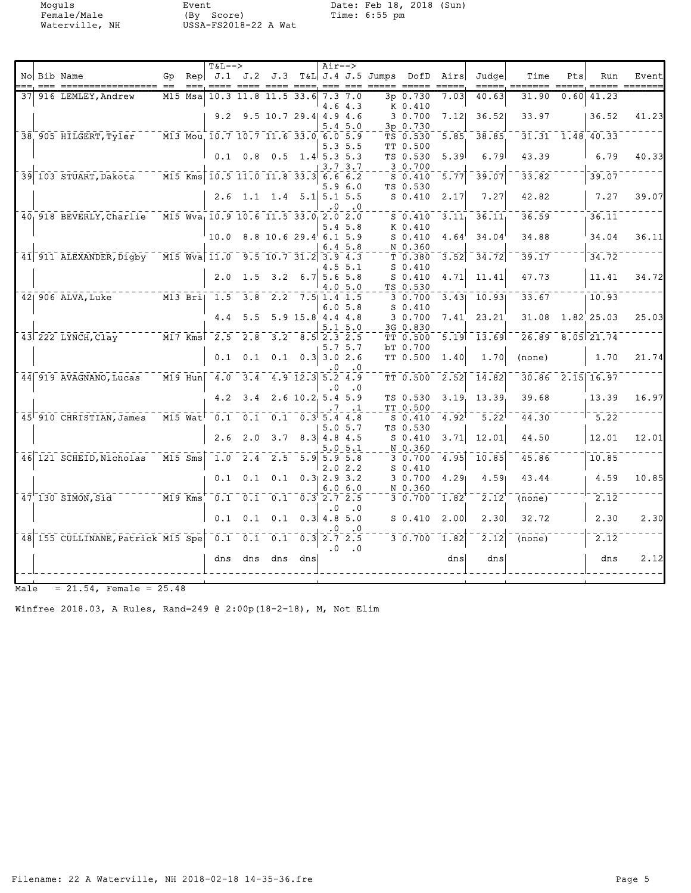Moguls
Female/Male
Waterville, NH

Event
(By Score)
USSA-FS2018-22 A Wat

Date: Feb 18, 2018 (Sun)
Time: 6:55 pm

| No | Bib | Name | Gp | Rep | J.1 | J.2 | J.3 | T&L | J.4 | J.5 | Jumps | DofD | Airs | Judge | Time | Pts | Run | Event |
|---|---|---|---|---|---|---|---|---|---|---|---|---|---|---|---|---|---|---|
| 37 | 916 | LEMLEY,Andrew | M15 | Msa | 10.3 | 11.8 | 11.5 | 33.6 | 7.3 | 7.0 | 3p | 0.730 | 7.03 | 40.63 | 31.90 | 0.60 | 41.23 | |
| | | | | | | | | | 4.6 | 4.3 | K | 0.410 | | | | | | |
| | | | | | 9.2 | 9.5 | 10.7 | 29.4 | 4.9 | 4.6 | 3 | 0.700 | 7.12 | 36.52 | 33.97 | | 36.52 | 41.23 |
| | | | | | | | | | 5.4 | 5.0 | 3p | 0.730 | | | | | | |
| 38 | 905 | HILGERT,Tyler | M13 | Mou | 10.7 | 10.7 | 11.6 | 33.0 | 6.0 | 5.9 | TS | 0.530 | 5.85 | 38.85 | 31.31 | 1.48 | 40.33 | |
| | | | | | | | | | 5.3 | 5.5 | TT | 0.500 | | | | | | |
| | | | | | 0.1 | 0.8 | 0.5 | 1.4 | 5.3 | 5.3 | TS | 0.530 | 5.39 | 6.79 | 43.39 | | 6.79 | 40.33 |
| | | | | | | | | | 3.7 | 3.7 | 3 | 0.700 | | | | | | |
| 39 | 103 | STUART,Dakota | M15 | Kms | 10.5 | 11.0 | 11.8 | 33.3 | 6.6 | 6.2 | S | 0.410 | 5.77 | 39.07 | 33.82 | | 39.07 | |
| | | | | | | | | | 5.9 | 6.0 | TS | 0.530 | | | | | | |
| | | | | | 2.6 | 1.1 | 1.4 | 5.1 | 5.1 | 5.5 | S | 0.410 | 2.17 | 7.27 | 42.82 | | 7.27 | 39.07 |
| | | | | | | | | | .0 | .0 | | | | | | | | |
| 40 | 918 | BEVERLY,Charlie | M15 | Wva | 10.9 | 10.6 | 11.5 | 33.0 | 2.0 | 2.0 | S | 0.410 | 3.11 | 36.11 | 36.59 | | 36.11 | |
| | | | | | | | | | 5.4 | 5.8 | K | 0.410 | | | | | | |
| | | | | | 10.0 | 8.8 | 10.6 | 29.4 | 6.1 | 5.9 | S | 0.410 | 4.64 | 34.04 | 34.88 | | 34.04 | 36.11 |
| | | | | | | | | | 6.4 | 5.8 | N | 0.360 | | | | | | |
| 41 | 911 | ALEXANDER,Digby | M15 | Wva | 11.0 | 9.5 | 10.7 | 31.2 | 3.9 | 4.3 | T | 0.380 | 3.52 | 34.72 | 39.17 | | 34.72 | |
| | | | | | | | | | 4.5 | 5.1 | S | 0.410 | | | | | | |
| | | | | | 2.0 | 1.5 | 3.2 | 6.7 | 5.6 | 5.8 | S | 0.410 | 4.71 | 11.41 | 47.73 | | 11.41 | 34.72 |
| | | | | | | | | | 4.0 | 5.0 | TS | 0.530 | | | | | | |
| 42 | 906 | ALVA,Luke | M13 | Bri | 1.5 | 3.8 | 2.2 | 7.5 | 1.4 | 1.5 | 3 | 0.700 | 3.43 | 10.93 | 33.67 | | 10.93 | |
| | | | | | | | | | 6.0 | 5.8 | S | 0.410 | | | | | | |
| | | | | | 4.4 | 5.5 | 5.9 | 15.8 | 4.4 | 4.8 | 3 | 0.700 | 7.41 | 23.21 | 31.08 | 1.82 | 25.03 | 25.03 |
| | | | | | | | | | 5.1 | 5.0 | 3G | 0.830 | | | | | | |
| 43 | 222 | LYNCH,Clay | M17 | Kms | 2.5 | 2.8 | 3.2 | 8.5 | 2.3 | 2.5 | TT | 0.500 | 5.19 | 13.69 | 26.89 | 8.05 | 21.74 | |
| | | | | | | | | | 5.7 | 5.7 | bT | 0.700 | | | | | | |
| | | | | | 0.1 | 0.1 | 0.1 | 0.3 | 3.0 | 2.6 | TT | 0.500 | 1.40 | 1.70 | (none) | | 1.70 | 21.74 |
| | | | | | | | | | .0 | .0 | | | | | | | | |
| 44 | 919 | AVAGNANO,Lucas | M19 | Hun | 4.0 | 3.4 | 4.9 | 12.3 | 5.2 | 4.9 | TT | 0.500 | 2.52 | 14.82 | 30.86 | 2.15 | 16.97 | |
| | | | | | | | | | .0 | .0 | | | | | | | | |
| | | | | | 4.2 | 3.4 | 2.6 | 10.2 | 5.4 | 5.9 | TS | 0.530 | 3.19 | 13.39 | 39.68 | | 13.39 | 16.97 |
| | | | | | | | | | .7 | .1 | TT | 0.500 | | | | | | |
| 45 | 910 | CHRISTIAN,James | M15 | Wat | 0.1 | 0.1 | 0.1 | 0.3 | 5.4 | 4.8 | S | 0.410 | 4.92 | 5.22 | 44.30 | | 5.22 | |
| | | | | | | | | | 5.0 | 5.7 | TS | 0.530 | | | | | | |
| | | | | | 2.6 | 2.0 | 3.7 | 8.3 | 4.8 | 4.5 | S | 0.410 | 3.71 | 12.01 | 44.50 | | 12.01 | 12.01 |
| | | | | | | | | | 5.0 | 5.1 | N | 0.360 | | | | | | |
| 46 | 121 | SCHEID,Nicholas | M15 | Sms | 1.0 | 2.4 | 2.5 | 5.9 | 5.9 | 5.8 | 3 | 0.700 | 4.95 | 10.85 | 45.86 | | 10.85 | |
| | | | | | | | | | 2.0 | 2.2 | S | 0.410 | | | | | | |
| | | | | | 0.1 | 0.1 | 0.1 | 0.3 | 2.9 | 3.2 | 3 | 0.700 | 4.29 | 4.59 | 43.44 | | 4.59 | 10.85 |
| | | | | | | | | | 6.0 | 6.0 | N | 0.360 | | | | | | |
| 47 | 130 | SIMON,Sid | M19 | Kms | 0.1 | 0.1 | 0.1 | 0.3 | 2.7 | 2.5 | 3 | 0.700 | 1.82 | 2.12 | (none) | | 2.12 | |
| | | | | | | | | | .0 | .0 | | | | | | | | |
| | | | | | 0.1 | 0.1 | 0.1 | 0.3 | 4.8 | 5.0 | S | 0.410 | 2.00 | 2.30 | 32.72 | | 2.30 | 2.30 |
| | | | | | | | | | .0 | .0 | | | | | | | | |
| 48 | 155 | CULLINANE,Patrick | M15 | Spe | 0.1 | 0.1 | 0.1 | 0.3 | 2.7 | 2.5 | 3 | 0.700 | 1.82 | 2.12 | (none) | | 2.12 | |
| | | | | | | | | | .0 | .0 | | | | | | | | |
| | | | | | dns | dns | dns | dns | | | | | dns | dns | | | dns | 2.12 |

Male = 21.54, Female = 25.48

Winfree 2018.03, A Rules, Rand=249 @ 2:00p(18-2-18), M, Not Elim

Filename: 22 A Waterville, NH 2018-02-18 14-35-36.fre